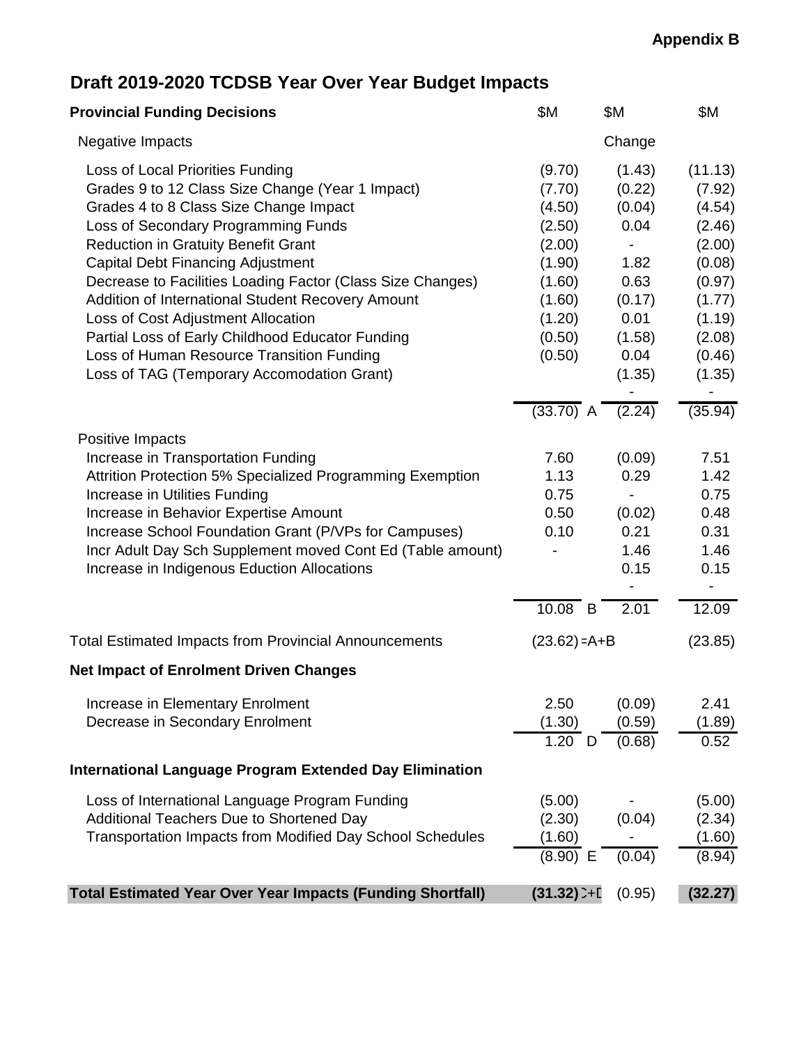**Appendix B**

# Draft 2019-2020 TCDSB Year Over Year Budget Impacts

| Provincial Funding Decisions | $M | | $M | $M |
|---|---|---|---|---|
| Negative Impacts | | | Change | |
| Loss of Local Priorities Funding | (9.70) | | (1.43) | (11.13) |
| Grades 9 to 12 Class Size Change (Year 1 Impact) | (7.70) | | (0.22) | (7.92) |
| Grades 4 to 8 Class Size Change Impact | (4.50) | | (0.04) | (4.54) |
| Loss of Secondary Programming Funds | (2.50) | | 0.04 | (2.46) |
| Reduction in Gratuity Benefit Grant | (2.00) | | - | (2.00) |
| Capital Debt Financing Adjustment | (1.90) | | 1.82 | (0.08) |
| Decrease to Facilities Loading Factor (Class Size Changes) | (1.60) | | 0.63 | (0.97) |
| Addition of International Student Recovery Amount | (1.60) | | (0.17) | (1.77) |
| Loss of Cost Adjustment Allocation | (1.20) | | 0.01 | (1.19) |
| Partial Loss of Early Childhood Educator Funding | (0.50) | | (1.58) | (2.08) |
| Loss of Human Resource Transition Funding | (0.50) | | 0.04 | (0.46) |
| Loss of TAG (Temporary Accomodation Grant) | | | (1.35) | (1.35) |
| | | | - | - |
| | (33.70) | A | (2.24) | (35.94) |
| Positive Impacts | | | | |
| Increase in Transportation Funding | 7.60 | | (0.09) | 7.51 |
| Attrition Protection 5% Specialized Programming Exemption | 1.13 | | 0.29 | 1.42 |
| Increase in Utilities Funding | 0.75 | | - | 0.75 |
| Increase in Behavior Expertise Amount | 0.50 | | (0.02) | 0.48 |
| Increase School Foundation Grant (P/VPs for Campuses) | 0.10 | | 0.21 | 0.31 |
| Incr Adult Day Sch Supplement moved Cont Ed (Table amount) | - | | 1.46 | 1.46 |
| Increase in Indigenous Eduction Allocations | | | 0.15 | 0.15 |
| | | | - | - |
| | 10.08 | B | 2.01 | 12.09 |
| Total Estimated Impacts from Provincial Announcements | (23.62) | =A+B | | (23.85) |
| **Net Impact of Enrolment Driven Changes** | | | | |
| Increase in Elementary Enrolment | 2.50 | | (0.09) | 2.41 |
| Decrease in Secondary Enrolment | (1.30) | | (0.59) | (1.89) |
| | 1.20 | D | (0.68) | 0.52 |
| **International Language Program Extended Day Elimination** | | | | |
| Loss of International Language Program Funding | (5.00) | | - | (5.00) |
| Additional Teachers Due to Shortened Day | (2.30) | | (0.04) | (2.34) |
| Transportation Impacts from Modified Day School Schedules | (1.60) | | - | (1.60) |
| | (8.90) | E | (0.04) | (8.94) |
| **Total Estimated Year Over Year Impacts (Funding Shortfall)** | **(31.32)** | C+D | (0.95) | **(32.27)** |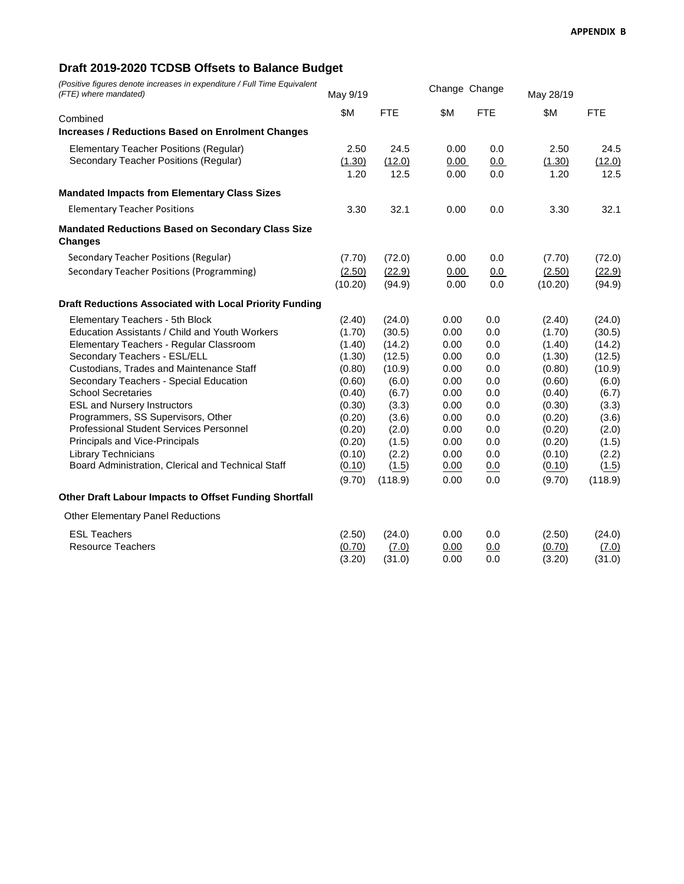**APPENDIX B**

## Draft 2019-2020 TCDSB Offsets to Balance Budget

*(Positive figures denote increases in expenditure / Full Time Equivalent (FTE) where mandated)*

| | May 9/19 | | Change | Change | May 28/19 | |
|---|---|---|---|---|---|---|
| Combined | $M | FTE | $M | FTE | $M | FTE |
| **Increases / Reductions Based on Enrolment Changes** | | | | | | |
| Elementary Teacher Positions (Regular) | 2.50 | 24.5 | 0.00 | 0.0 | 2.50 | 24.5 |
| Secondary Teacher Positions (Regular) | (1.30) | (12.0) | 0.00 | 0.0 | (1.30) | (12.0) |
| | 1.20 | 12.5 | 0.00 | 0.0 | 1.20 | 12.5 |
| **Mandated Impacts from Elementary Class Sizes** | | | | | | |
| Elementary Teacher Positions | 3.30 | 32.1 | 0.00 | 0.0 | 3.30 | 32.1 |
| **Mandated Reductions Based on Secondary Class Size Changes** | | | | | | |
| Secondary Teacher Positions (Regular) | (7.70) | (72.0) | 0.00 | 0.0 | (7.70) | (72.0) |
| Secondary Teacher Positions (Programming) | (2.50) | (22.9) | 0.00 | 0.0 | (2.50) | (22.9) |
| | (10.20) | (94.9) | 0.00 | 0.0 | (10.20) | (94.9) |
| **Draft Reductions Associated with Local Priority Funding** | | | | | | |
| Elementary Teachers - 5th Block | (2.40) | (24.0) | 0.00 | 0.0 | (2.40) | (24.0) |
| Education Assistants / Child and Youth Workers | (1.70) | (30.5) | 0.00 | 0.0 | (1.70) | (30.5) |
| Elementary Teachers - Regular Classroom | (1.40) | (14.2) | 0.00 | 0.0 | (1.40) | (14.2) |
| Secondary Teachers - ESL/ELL | (1.30) | (12.5) | 0.00 | 0.0 | (1.30) | (12.5) |
| Custodians, Trades and Maintenance Staff | (0.80) | (10.9) | 0.00 | 0.0 | (0.80) | (10.9) |
| Secondary Teachers - Special Education | (0.60) | (6.0) | 0.00 | 0.0 | (0.60) | (6.0) |
| School Secretaries | (0.40) | (6.7) | 0.00 | 0.0 | (0.40) | (6.7) |
| ESL and Nursery Instructors | (0.30) | (3.3) | 0.00 | 0.0 | (0.30) | (3.3) |
| Programmers, SS Supervisors, Other | (0.20) | (3.6) | 0.00 | 0.0 | (0.20) | (3.6) |
| Professional Student Services Personnel | (0.20) | (2.0) | 0.00 | 0.0 | (0.20) | (2.0) |
| Principals and Vice-Principals | (0.20) | (1.5) | 0.00 | 0.0 | (0.20) | (1.5) |
| Library Technicians | (0.10) | (2.2) | 0.00 | 0.0 | (0.10) | (2.2) |
| Board Administration, Clerical and Technical Staff | (0.10) | (1.5) | 0.00 | 0.0 | (0.10) | (1.5) |
| | (9.70) | (118.9) | 0.00 | 0.0 | (9.70) | (118.9) |
| **Other Draft Labour Impacts to Offset Funding Shortfall** | | | | | | |
| Other Elementary Panel Reductions | | | | | | |
| ESL Teachers | (2.50) | (24.0) | 0.00 | 0.0 | (2.50) | (24.0) |
| Resource Teachers | (0.70) | (7.0) | 0.00 | 0.0 | (0.70) | (7.0) |
| | (3.20) | (31.0) | 0.00 | 0.0 | (3.20) | (31.0) |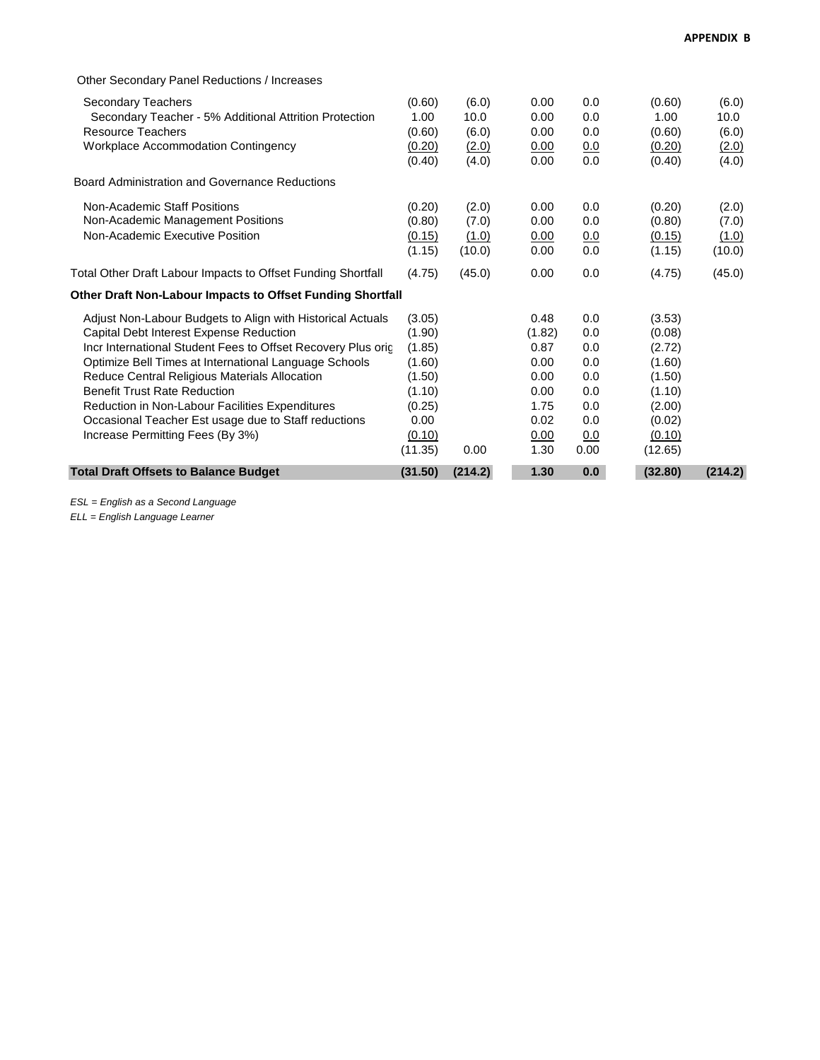**APPENDIX B**

| | | | | | | |
|---|---|---|---|---|---|---|
| Other Secondary Panel Reductions / Increases | | | | | | |
| Secondary Teachers | (0.60) | (6.0) | 0.00 | 0.0 | (0.60) | (6.0) |
| Secondary Teacher - 5% Additional Attrition Protection | 1.00 | 10.0 | 0.00 | 0.0 | 1.00 | 10.0 |
| Resource Teachers | (0.60) | (6.0) | 0.00 | 0.0 | (0.60) | (6.0) |
| Workplace Accommodation Contingency | (0.20) | (2.0) | 0.00 | 0.0 | (0.20) | (2.0) |
| | (0.40) | (4.0) | 0.00 | 0.0 | (0.40) | (4.0) |
| Board Administration and Governance Reductions | | | | | | |
| Non-Academic Staff Positions | (0.20) | (2.0) | 0.00 | 0.0 | (0.20) | (2.0) |
| Non-Academic Management Positions | (0.80) | (7.0) | 0.00 | 0.0 | (0.80) | (7.0) |
| Non-Academic Executive Position | (0.15) | (1.0) | 0.00 | 0.0 | (0.15) | (1.0) |
| | (1.15) | (10.0) | 0.00 | 0.0 | (1.15) | (10.0) |
| Total Other Draft Labour Impacts to Offset Funding Shortfall | (4.75) | (45.0) | 0.00 | 0.0 | (4.75) | (45.0) |
| **Other Draft Non-Labour Impacts to Offset Funding Shortfall** | | | | | | |
| Adjust Non-Labour Budgets to Align with Historical Actuals | (3.05) | | 0.48 | 0.0 | (3.53) | |
| Capital Debt Interest Expense Reduction | (1.90) | | (1.82) | 0.0 | (0.08) | |
| Incr International Student Fees to Offset Recovery Plus orig | (1.85) | | 0.87 | 0.0 | (2.72) | |
| Optimize Bell Times at International Language Schools | (1.60) | | 0.00 | 0.0 | (1.60) | |
| Reduce Central Religious Materials Allocation | (1.50) | | 0.00 | 0.0 | (1.50) | |
| Benefit Trust Rate Reduction | (1.10) | | 0.00 | 0.0 | (1.10) | |
| Reduction in Non-Labour Facilities Expenditures | (0.25) | | 1.75 | 0.0 | (2.00) | |
| Occasional Teacher Est usage due to Staff reductions | 0.00 | | 0.02 | 0.0 | (0.02) | |
| Increase Permitting Fees (By 3%) | (0.10) | | 0.00 | 0.0 | (0.10) | |
| | (11.35) | 0.00 | 1.30 | 0.00 | (12.65) | |
| **Total Draft Offsets to Balance Budget** | **(31.50)** | **(214.2)** | **1.30** | **0.0** | **(32.80)** | **(214.2)** |

*ESL = English as a Second Language*

*ELL = English Language Learner*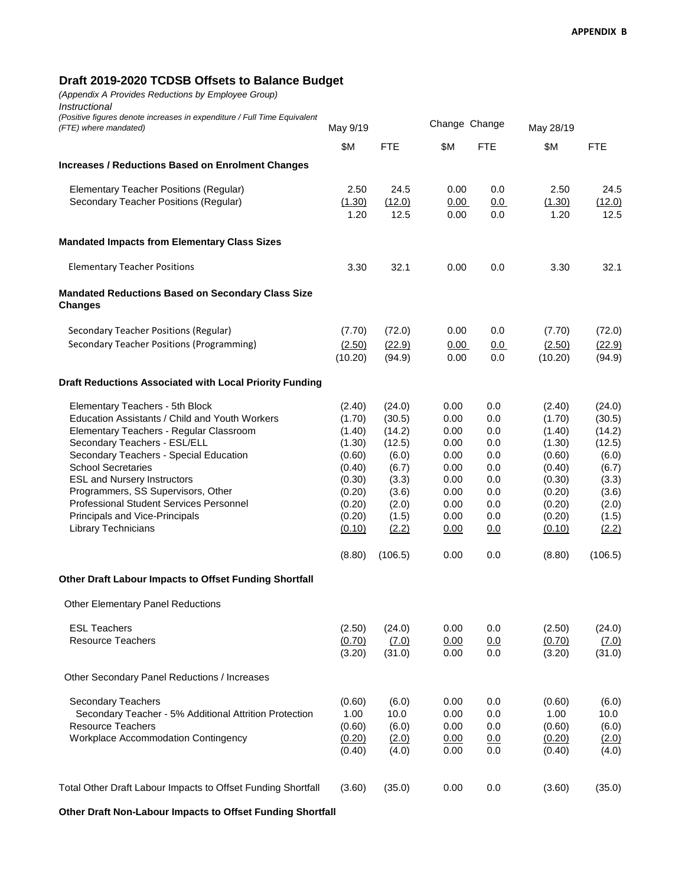**APPENDIX B**

## Draft 2019-2020 TCDSB Offsets to Balance Budget

*(Appendix A Provides Reductions by Employee Group)*
*Instructional*
*(Positive figures denote increases in expenditure / Full Time Equivalent (FTE) where mandated)*

| | May 9/19 | | Change | Change | May 28/19 | |
|---|---|---|---|---|---|---|
| | $M | FTE | $M | FTE | $M | FTE |
| **Increases / Reductions Based on Enrolment Changes** | | | | | | |
| Elementary Teacher Positions (Regular) | 2.50 | 24.5 | 0.00 | 0.0 | 2.50 | 24.5 |
| Secondary Teacher Positions (Regular) | (1.30) | (12.0) | 0.00 | 0.0 | (1.30) | (12.0) |
| | 1.20 | 12.5 | 0.00 | 0.0 | 1.20 | 12.5 |
| **Mandated Impacts from Elementary Class Sizes** | | | | | | |
| Elementary Teacher Positions | 3.30 | 32.1 | 0.00 | 0.0 | 3.30 | 32.1 |
| **Mandated Reductions Based on Secondary Class Size Changes** | | | | | | |
| Secondary Teacher Positions (Regular) | (7.70) | (72.0) | 0.00 | 0.0 | (7.70) | (72.0) |
| Secondary Teacher Positions (Programming) | (2.50) | (22.9) | 0.00 | 0.0 | (2.50) | (22.9) |
| | (10.20) | (94.9) | 0.00 | 0.0 | (10.20) | (94.9) |
| **Draft Reductions Associated with Local Priority Funding** | | | | | | |
| Elementary Teachers - 5th Block | (2.40) | (24.0) | 0.00 | 0.0 | (2.40) | (24.0) |
| Education Assistants / Child and Youth Workers | (1.70) | (30.5) | 0.00 | 0.0 | (1.70) | (30.5) |
| Elementary Teachers - Regular Classroom | (1.40) | (14.2) | 0.00 | 0.0 | (1.40) | (14.2) |
| Secondary Teachers - ESL/ELL | (1.30) | (12.5) | 0.00 | 0.0 | (1.30) | (12.5) |
| Secondary Teachers - Special Education | (0.60) | (6.0) | 0.00 | 0.0 | (0.60) | (6.0) |
| School Secretaries | (0.40) | (6.7) | 0.00 | 0.0 | (0.40) | (6.7) |
| ESL and Nursery Instructors | (0.30) | (3.3) | 0.00 | 0.0 | (0.30) | (3.3) |
| Programmers, SS Supervisors, Other | (0.20) | (3.6) | 0.00 | 0.0 | (0.20) | (3.6) |
| Professional Student Services Personnel | (0.20) | (2.0) | 0.00 | 0.0 | (0.20) | (2.0) |
| Principals and Vice-Principals | (0.20) | (1.5) | 0.00 | 0.0 | (0.20) | (1.5) |
| Library Technicians | (0.10) | (2.2) | 0.00 | 0.0 | (0.10) | (2.2) |
| | (8.80) | (106.5) | 0.00 | 0.0 | (8.80) | (106.5) |
| **Other Draft Labour Impacts to Offset Funding Shortfall** | | | | | | |
| Other Elementary Panel Reductions | | | | | | |
| ESL Teachers | (2.50) | (24.0) | 0.00 | 0.0 | (2.50) | (24.0) |
| Resource Teachers | (0.70) | (7.0) | 0.00 | 0.0 | (0.70) | (7.0) |
| | (3.20) | (31.0) | 0.00 | 0.0 | (3.20) | (31.0) |
| Other Secondary Panel Reductions / Increases | | | | | | |
| Secondary Teachers | (0.60) | (6.0) | 0.00 | 0.0 | (0.60) | (6.0) |
| Secondary Teacher - 5% Additional Attrition Protection | 1.00 | 10.0 | 0.00 | 0.0 | 1.00 | 10.0 |
| Resource Teachers | (0.60) | (6.0) | 0.00 | 0.0 | (0.60) | (6.0) |
| Workplace Accommodation Contingency | (0.20) | (2.0) | 0.00 | 0.0 | (0.20) | (2.0) |
| | (0.40) | (4.0) | 0.00 | 0.0 | (0.40) | (4.0) |
| Total Other Draft Labour Impacts to Offset Funding Shortfall | (3.60) | (35.0) | 0.00 | 0.0 | (3.60) | (35.0) |

**Other Draft Non-Labour Impacts to Offset Funding Shortfall**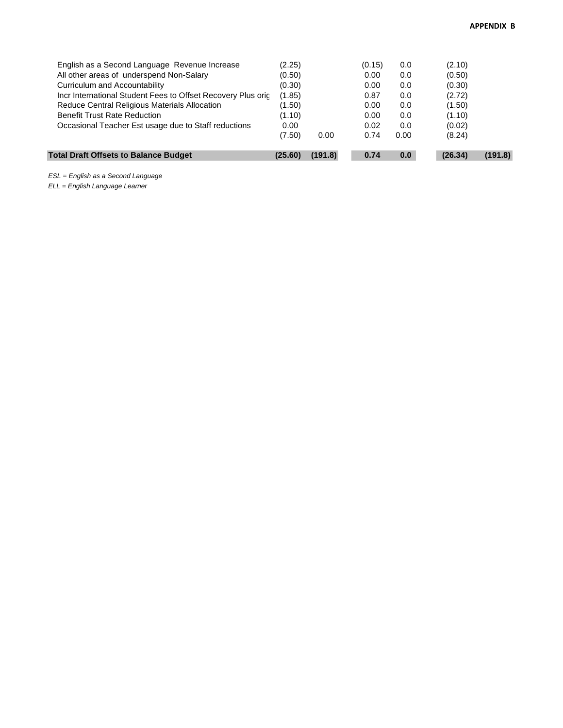**APPENDIX B**

| | | | | | | |
|---|---|---|---|---|---|---|
| English as a Second Language Revenue Increase | (2.25) | | (0.15) | 0.0 | (2.10) | |
| All other areas of underspend Non-Salary | (0.50) | | 0.00 | 0.0 | (0.50) | |
| Curriculum and Accountability | (0.30) | | 0.00 | 0.0 | (0.30) | |
| Incr International Student Fees to Offset Recovery Plus orig | (1.85) | | 0.87 | 0.0 | (2.72) | |
| Reduce Central Religious Materials Allocation | (1.50) | | 0.00 | 0.0 | (1.50) | |
| Benefit Trust Rate Reduction | (1.10) | | 0.00 | 0.0 | (1.10) | |
| Occasional Teacher Est usage due to Staff reductions | 0.00 | | 0.02 | 0.0 | (0.02) | |
| | (7.50) | 0.00 | 0.74 | 0.00 | (8.24) | |
| **Total Draft Offsets to Balance Budget** | **(25.60)** | **(191.8)** | **0.74** | **0.0** | **(26.34)** | **(191.8)** |

*ESL = English as a Second Language*

*ELL = English Language Learner*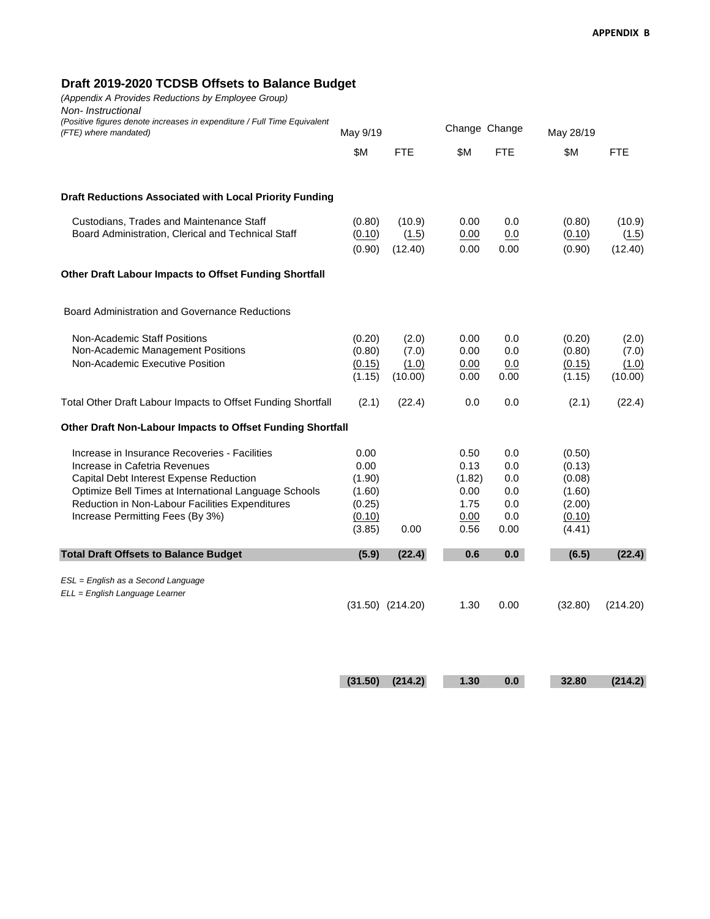**APPENDIX B**

## Draft 2019-2020 TCDSB Offsets to Balance Budget

*(Appendix A Provides Reductions by Employee Group)*

*Non- Instructional*

*(Positive figures denote increases in expenditure / Full Time Equivalent (FTE) where mandated)*

| | May 9/19 | | Change | Change | May 28/19 | |
|---|---|---|---|---|---|---|
| | $M | FTE | $M | FTE | $M | FTE |
| **Draft Reductions Associated with Local Priority Funding** | | | | | | |
| Custodians, Trades and Maintenance Staff | (0.80) | (10.9) | 0.00 | 0.0 | (0.80) | (10.9) |
| Board Administration, Clerical and Technical Staff | (0.10) | (1.5) | 0.00 | 0.0 | (0.10) | (1.5) |
| | (0.90) | (12.40) | 0.00 | 0.00 | (0.90) | (12.40) |
| **Other Draft Labour Impacts to Offset Funding Shortfall** | | | | | | |
| Board Administration and Governance Reductions | | | | | | |
| Non-Academic Staff Positions | (0.20) | (2.0) | 0.00 | 0.0 | (0.20) | (2.0) |
| Non-Academic Management Positions | (0.80) | (7.0) | 0.00 | 0.0 | (0.80) | (7.0) |
| Non-Academic Executive Position | (0.15) | (1.0) | 0.00 | 0.0 | (0.15) | (1.0) |
| | (1.15) | (10.00) | 0.00 | 0.00 | (1.15) | (10.00) |
| Total Other Draft Labour Impacts to Offset Funding Shortfall | (2.1) | (22.4) | 0.0 | 0.0 | (2.1) | (22.4) |
| **Other Draft Non-Labour Impacts to Offset Funding Shortfall** | | | | | | |
| Increase in Insurance Recoveries - Facilities | 0.00 | | 0.50 | 0.0 | (0.50) | |
| Increase in Cafetria Revenues | 0.00 | | 0.13 | 0.0 | (0.13) | |
| Capital Debt Interest Expense Reduction | (1.90) | | (1.82) | 0.0 | (0.08) | |
| Optimize Bell Times at International Language Schools | (1.60) | | 0.00 | 0.0 | (1.60) | |
| Reduction in Non-Labour Facilities Expenditures | (0.25) | | 1.75 | 0.0 | (2.00) | |
| Increase Permitting Fees (By 3%) | (0.10) | | 0.00 | 0.0 | (0.10) | |
| | (3.85) | 0.00 | 0.56 | 0.00 | (4.41) | |
| **Total Draft Offsets to Balance Budget** | **(5.9)** | **(22.4)** | **0.6** | **0.0** | **(6.5)** | **(22.4)** |
| | (31.50) | (214.20) | 1.30 | 0.00 | (32.80) | (214.20) |
| | **(31.50)** | **(214.2)** | **1.30** | **0.0** | **32.80** | **(214.2)** |

*ESL = English as a Second Language*

*ELL = English Language Learner*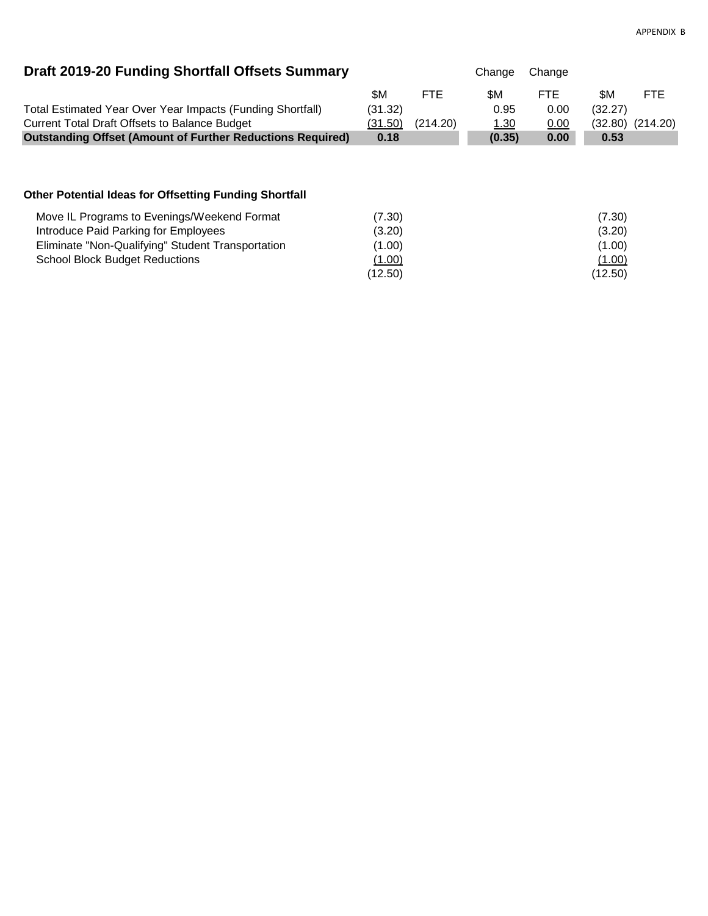## Draft 2019-20 Funding Shortfall Offsets Summary

| | $M | FTE | Change $M | Change FTE | $M | FTE |
|---|---|---|---|---|---|---|
| Total Estimated Year Over Year Impacts (Funding Shortfall) | (31.32) | | 0.95 | 0.00 | (32.27) | |
| Current Total Draft Offsets to Balance Budget | (31.50) | (214.20) | 1.30 | 0.00 | (32.80) | (214.20) |
| **Outstanding Offset (Amount of Further Reductions Required)** | **0.18** | | **(0.35)** | **0.00** | **0.53** | |

**Other Potential Ideas for Offsetting Funding Shortfall**

| | $M | FTE | Change $M | Change FTE | $M | FTE |
|---|---|---|---|---|---|---|
| Move IL Programs to Evenings/Weekend Format | (7.30) | | | | (7.30) | |
| Introduce Paid Parking for Employees | (3.20) | | | | (3.20) | |
| Eliminate "Non-Qualifying" Student Transportation | (1.00) | | | | (1.00) | |
| School Block Budget Reductions | (1.00) | | | | (1.00) | |
| | (12.50) | | | | (12.50) | |